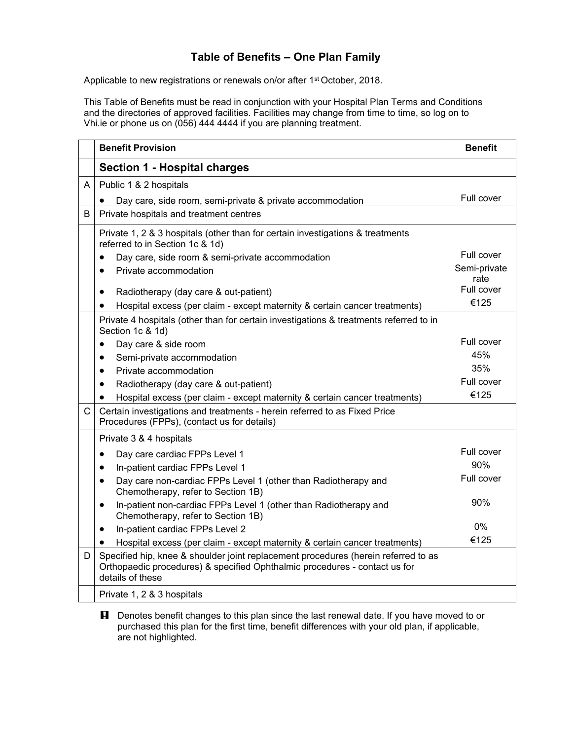# Table of Benefits – One Plan Family

Applicable to new registrations or renewals on/or after 1st October, 2018.

This Table of Benefits must be read in conjunction with your Hospital Plan Terms and Conditions and the directories of approved facilities. Facilities may change from time to time, so log on to Vhi.ie or phone us on (056) 444 4444 if you are planning treatment.

| | Benefit Provision | Benefit |
|---|---|---|
| | **Section 1 - Hospital charges** | |
| A | Public 1 & 2 hospitals | |
| | • Day care, side room, semi-private & private accommodation | Full cover |
| B | Private hospitals and treatment centres | |
| | Private 1, 2 & 3 hospitals (other than for certain investigations & treatments referred to in Section 1c & 1d) | |
| | • Day care, side room & semi-private accommodation | Full cover |
| | • Private accommodation | Semi-private rate |
| | • Radiotherapy (day care & out-patient) | Full cover |
| | • Hospital excess (per claim - except maternity & certain cancer treatments) | €125 |
| | Private 4 hospitals (other than for certain investigations & treatments referred to in Section 1c & 1d) | |
| | • Day care & side room | Full cover |
| | • Semi-private accommodation | 45% |
| | • Private accommodation | 35% |
| | • Radiotherapy (day care & out-patient) | Full cover |
| | • Hospital excess (per claim - except maternity & certain cancer treatments) | €125 |
| C | Certain investigations and treatments - herein referred to as Fixed Price Procedures (FPPs), (contact us for details) | |
| | Private 3 & 4 hospitals | |
| | • Day care cardiac FPPs Level 1 | Full cover |
| | • In-patient cardiac FPPs Level 1 | 90% |
| | • Day care non-cardiac FPPs Level 1 (other than Radiotherapy and Chemotherapy, refer to Section 1B) | Full cover |
| | • In-patient non-cardiac FPPs Level 1 (other than Radiotherapy and Chemotherapy, refer to Section 1B) | 90% |
| | • In-patient cardiac FPPs Level 2 | 0% |
| | • Hospital excess (per claim - except maternity & certain cancer treatments) | €125 |
| D | Specified hip, knee & shoulder joint replacement procedures (herein referred to as Orthopaedic procedures) & specified Ophthalmic procedures - contact us for details of these | |
| | Private 1, 2 & 3 hospitals | |

**!** Denotes benefit changes to this plan since the last renewal date. If you have moved to or purchased this plan for the first time, benefit differences with your old plan, if applicable, are not highlighted.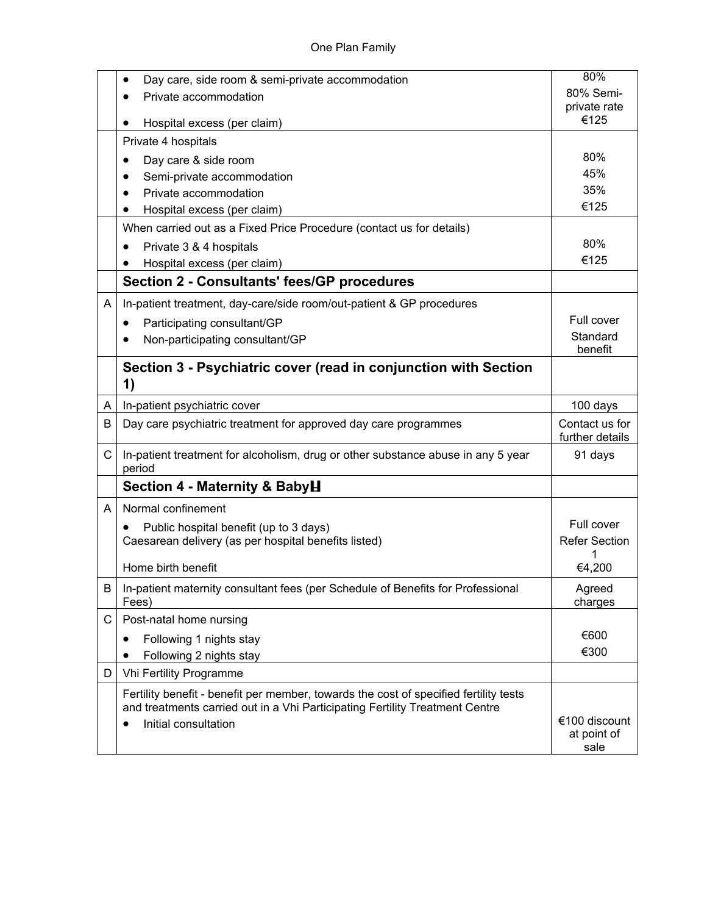| | | |
|---|---|---|
| | • Day care, side room & semi-private accommodation<br>• Private accommodation<br>• Hospital excess (per claim) | 80%<br>80% Semi-private rate<br>€125 |
| | Private 4 hospitals<br>• Day care & side room<br>• Semi-private accommodation<br>• Private accommodation<br>• Hospital excess (per claim) | <br>80%<br>45%<br>35%<br>€125 |
| | When carried out as a Fixed Price Procedure (contact us for details)<br>• Private 3 & 4 hospitals<br>• Hospital excess (per claim) | <br>80%<br>€125 |
| | **Section 2 - Consultants' fees/GP procedures** | |
| A | In-patient treatment, day-care/side room/out-patient & GP procedures<br>• Participating consultant/GP<br>• Non-participating consultant/GP | <br>Full cover<br>Standard benefit |
| | **Section 3 - Psychiatric cover (read in conjunction with Section 1)** | |
| A | In-patient psychiatric cover | 100 days |
| B | Day care psychiatric treatment for approved day care programmes | Contact us for further details |
| C | In-patient treatment for alcoholism, drug or other substance abuse in any 5 year period | 91 days |
| | **Section 4 - Maternity & BabyⱧ** | |
| A | Normal confinement<br>• Public hospital benefit (up to 3 days)<br>Caesarean delivery (as per hospital benefits listed)<br>Home birth benefit | <br>Full cover<br>Refer Section 1<br>€4,200 |
| B | In-patient maternity consultant fees (per Schedule of Benefits for Professional Fees) | Agreed charges |
| C | Post-natal home nursing<br>• Following 1 nights stay<br>• Following 2 nights stay | <br>€600<br>€300 |
| D | Vhi Fertility Programme | |
| | Fertility benefit - benefit per member, towards the cost of specified fertility tests and treatments carried out in a Vhi Participating Fertility Treatment Centre<br>• Initial consultation | <br>€100 discount at point of sale |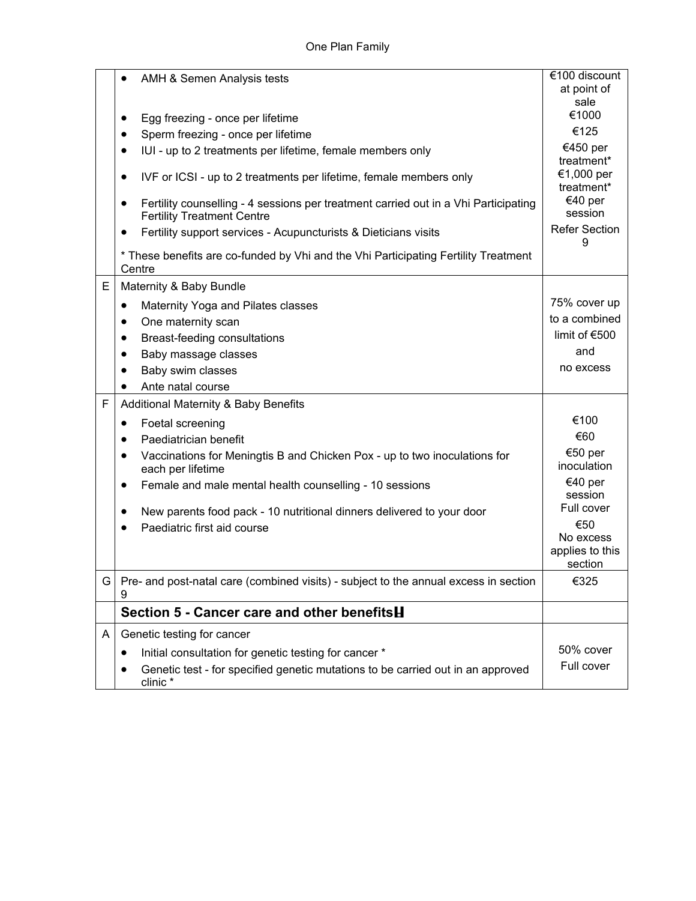| | | |
|---|---|---|
| | • AMH & Semen Analysis tests<br>• Egg freezing - once per lifetime<br>• Sperm freezing - once per lifetime<br>• IUI - up to 2 treatments per lifetime, female members only<br>• IVF or ICSI - up to 2 treatments per lifetime, female members only<br>• Fertility counselling - 4 sessions per treatment carried out in a Vhi Participating Fertility Treatment Centre<br>• Fertility support services - Acupuncturists & Dieticians visits<br>* These benefits are co-funded by Vhi and the Vhi Participating Fertility Treatment Centre | €100 discount at point of sale<br>€1000<br>€125<br>€450 per treatment*<br>€1,000 per treatment*<br>€40 per session<br>Refer Section 9 |
| E | Maternity & Baby Bundle<br>• Maternity Yoga and Pilates classes<br>• One maternity scan<br>• Breast-feeding consultations<br>• Baby massage classes<br>• Baby swim classes<br>• Ante natal course | 75% cover up to a combined limit of €500 and no excess |
| F | Additional Maternity & Baby Benefits<br>• Foetal screening<br>• Paediatrician benefit<br>• Vaccinations for Meningtis B and Chicken Pox - up to two inoculations for each per lifetime<br>• Female and male mental health counselling - 10 sessions<br>• New parents food pack - 10 nutritional dinners delivered to your door<br>• Paediatric first aid course | €100<br>€60<br>€50 per inoculation<br>€40 per session<br>Full cover<br>€50<br>No excess applies to this section |
| G | Pre- and post-natal care (combined visits) - subject to the annual excess in section 9 | €325 |
| | **Section 5 - Cancer care and other benefits** | |
| A | Genetic testing for cancer<br>• Initial consultation for genetic testing for cancer *<br>• Genetic test - for specified genetic mutations to be carried out in an approved clinic * | 50% cover<br>Full cover |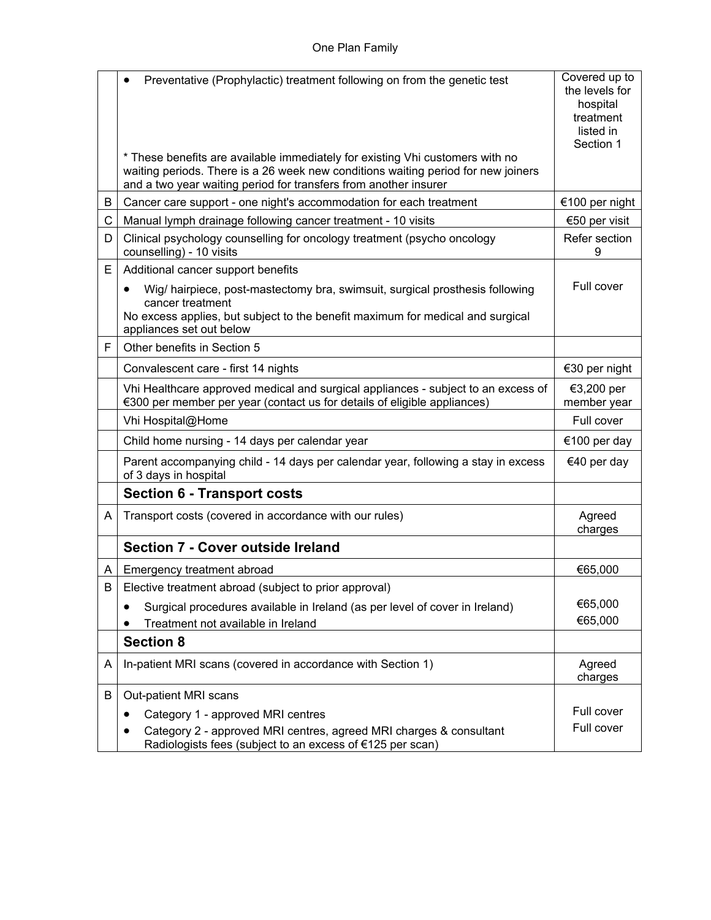| | | |
|---|---|---|
| | • Preventative (Prophylactic) treatment following on from the genetic test<br><br>* These benefits are available immediately for existing Vhi customers with no waiting periods. There is a 26 week new conditions waiting period for new joiners and a two year waiting period for transfers from another insurer | Covered up to the levels for hospital treatment listed in Section 1 |
| B | Cancer care support - one night's accommodation for each treatment | €100 per night |
| C | Manual lymph drainage following cancer treatment - 10 visits | €50 per visit |
| D | Clinical psychology counselling for oncology treatment (psycho oncology counselling) - 10 visits | Refer section 9 |
| E | Additional cancer support benefits<br>• Wig/ hairpiece, post-mastectomy bra, swimsuit, surgical prosthesis following cancer treatment<br>No excess applies, but subject to the benefit maximum for medical and surgical appliances set out below | Full cover |
| F | Other benefits in Section 5 | |
| | Convalescent care - first 14 nights | €30 per night |
| | Vhi Healthcare approved medical and surgical appliances - subject to an excess of €300 per member per year (contact us for details of eligible appliances) | €3,200 per member year |
| | Vhi Hospital@Home | Full cover |
| | Child home nursing - 14 days per calendar year | €100 per day |
| | Parent accompanying child - 14 days per calendar year, following a stay in excess of 3 days in hospital | €40 per day |
| | **Section 6 - Transport costs** | |
| A | Transport costs (covered in accordance with our rules) | Agreed charges |
| | **Section 7 - Cover outside Ireland** | |
| A | Emergency treatment abroad | €65,000 |
| B | Elective treatment abroad (subject to prior approval)<br>• Surgical procedures available in Ireland (as per level of cover in Ireland)<br>• Treatment not available in Ireland | <br>€65,000<br>€65,000 |
| | **Section 8** | |
| A | In-patient MRI scans (covered in accordance with Section 1) | Agreed charges |
| B | Out-patient MRI scans<br>• Category 1 - approved MRI centres<br>• Category 2 - approved MRI centres, agreed MRI charges & consultant Radiologists fees (subject to an excess of €125 per scan) | <br>Full cover<br>Full cover |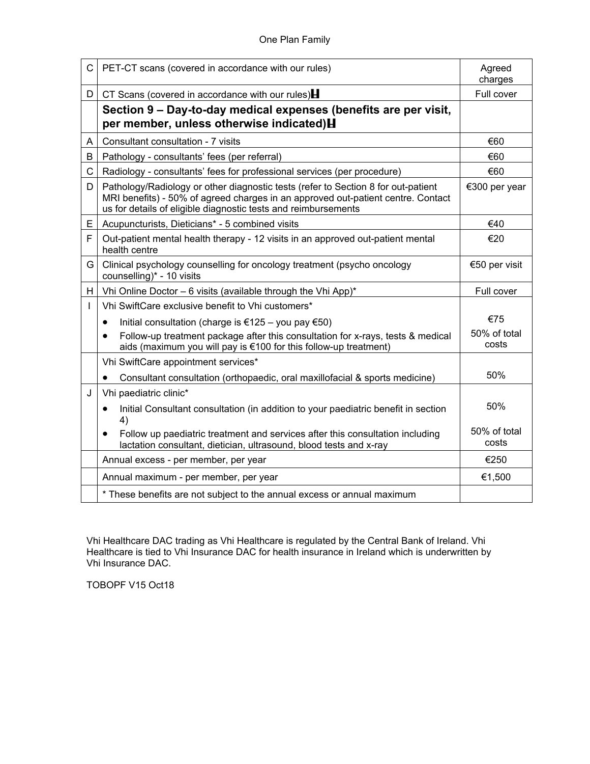| | | |
|---|---|---|
| C | PET-CT scans (covered in accordance with our rules) | Agreed charges |
| D | CT Scans (covered in accordance with our rules)H | Full cover |
| | **Section 9 – Day-to-day medical expenses (benefits are per visit, per member, unless otherwise indicated)H** | |
| A | Consultant consultation - 7 visits | €60 |
| B | Pathology - consultants' fees (per referral) | €60 |
| C | Radiology - consultants' fees for professional services (per procedure) | €60 |
| D | Pathology/Radiology or other diagnostic tests (refer to Section 8 for out-patient MRI benefits) - 50% of agreed charges in an approved out-patient centre. Contact us for details of eligible diagnostic tests and reimbursements | €300 per year |
| E | Acupuncturists, Dieticians* - 5 combined visits | €40 |
| F | Out-patient mental health therapy - 12 visits in an approved out-patient mental health centre | €20 |
| G | Clinical psychology counselling for oncology treatment (psycho oncology counselling)* - 10 visits | €50 per visit |
| H | Vhi Online Doctor – 6 visits (available through the Vhi App)* | Full cover |
| I | Vhi SwiftCare exclusive benefit to Vhi customers*<br>• Initial consultation (charge is €125 – you pay €50)<br>• Follow-up treatment package after this consultation for x-rays, tests & medical aids (maximum you will pay is €100 for this follow-up treatment) | €75<br>50% of total costs |
| | Vhi SwiftCare appointment services*<br>• Consultant consultation (orthopaedic, oral maxillofacial & sports medicine) | 50% |
| J | Vhi paediatric clinic*<br>• Initial Consultant consultation (in addition to your paediatric benefit in section 4)<br>• Follow up paediatric treatment and services after this consultation including lactation consultant, dietician, ultrasound, blood tests and x-ray | 50%<br>50% of total costs |
| | Annual excess - per member, per year | €250 |
| | Annual maximum - per member, per year | €1,500 |
| | * These benefits are not subject to the annual excess or annual maximum | |

Vhi Healthcare DAC trading as Vhi Healthcare is regulated by the Central Bank of Ireland. Vhi Healthcare is tied to Vhi Insurance DAC for health insurance in Ireland which is underwritten by Vhi Insurance DAC.

TOBOPF V15 Oct18